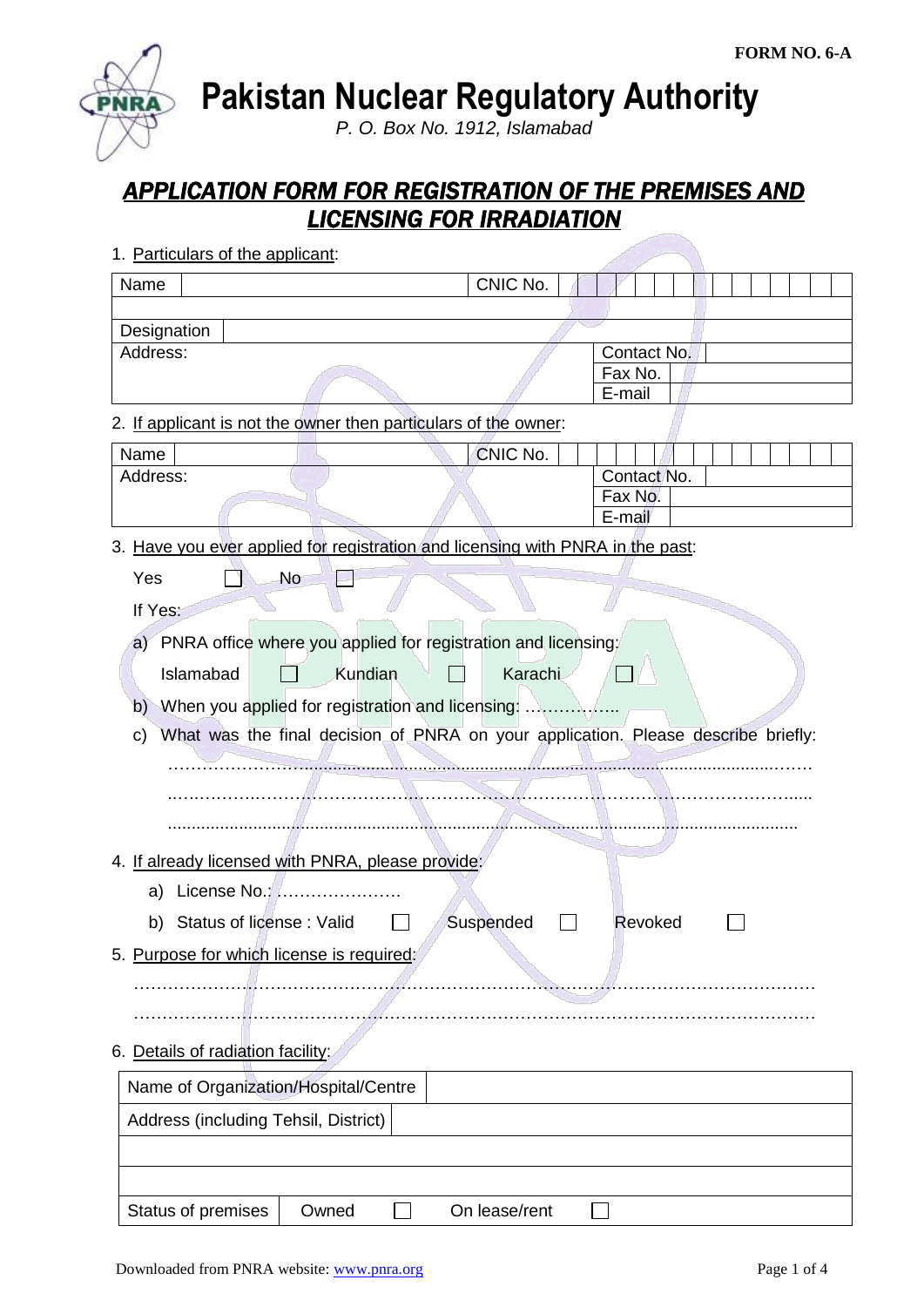FORM NO. 6-A

# Pakistan Nuclear Regulatory Authority

*P. O. Box No. 1912, Islamabad*

## APPLICATION FORM FOR REGISTRATION OF THE PREMISES AND LICENSING FOR IRRADIATION

1. Particulars of the applicant:

| Name | | CNIC No. | |
|---|---|---|---|
| | | | |
| Designation | | | |
| Address: | | Contact No. | |
| | | Fax No. | |
| | | E-mail | |

2. If applicant is not the owner then particulars of the owner:

| Name | | CNIC No. | |
|---|---|---|---|
| Address: | | Contact No. | |
| | | Fax No. | |
| | | E-mail | |

3. Have you ever applied for registration and licensing with PNRA in the past:

   Yes ☐ No ☐

   If Yes:

   a) PNRA office where you applied for registration and licensing:

      Islamabad ☐ Kundian ☐ Karachi ☐

   b) When you applied for registration and licensing: ……………..

   c) What was the final decision of PNRA on your application. Please describe briefly: …………………………………………………………………………………………………………
   …………………………………………………………………………………………………………
   …………………………………………………………………………………………………………

4. If already licensed with PNRA, please provide:

   a) License No.: ………………….

   b) Status of license : Valid ☐ Suspended ☐ Revoked ☐

5. Purpose for which license is required:

   …………………………………………………………………………………………………………
   …………………………………………………………………………………………………………

6. Details of radiation facility:

| Name of Organization/Hospital/Centre | | | |
|---|---|---|---|
| Address (including Tehsil, District) | | | |
| | | | |
| | | | |
| Status of premises | Owned ☐ | On lease/rent ☐ | |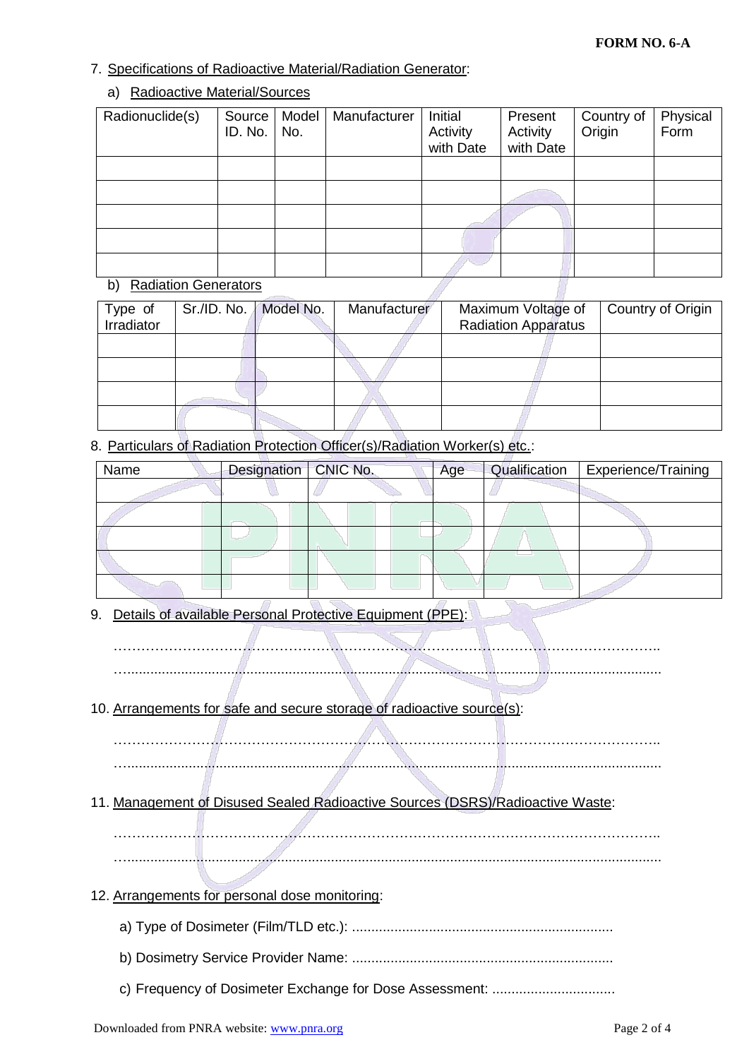FORM NO. 6-A

7. Specifications of Radioactive Material/Radiation Generator:

a) Radioactive Material/Sources

| Radionuclide(s) | Source ID. No. | Model No. | Manufacturer | Initial Activity with Date | Present Activity with Date | Country of Origin | Physical Form |
|---|---|---|---|---|---|---|---|
| | | | | | | | |
| | | | | | | | |
| | | | | | | | |
| | | | | | | | |
| | | | | | | | |

b) Radiation Generators

| Type of Irradiator | Sr./ID. No. | Model No. | Manufacturer | Maximum Voltage of Radiation Apparatus | Country of Origin |
|---|---|---|---|---|---|
| | | | | | |
| | | | | | |
| | | | | | |
| | | | | | |

8. Particulars of Radiation Protection Officer(s)/Radiation Worker(s) etc.:

| Name | Designation | CNIC No. | Age | Qualification | Experience/Training |
|---|---|---|---|---|---|
| | | | | | |
| | | | | | |
| | | | | | |
| | | | | | |
| | | | | | |

9. Details of available Personal Protective Equipment (PPE):

……………………………………………………………………………………………………..
……………………………………………………………………………………………………..

10. Arrangements for safe and secure storage of radioactive source(s):

……………………………………………………………………………………………………..
……………………………………………………………………………………………………..

11. Management of Disused Sealed Radioactive Sources (DSRS)/Radioactive Waste:

……………………………………………………………………………………………………..
……………………………………………………………………………………………………..

12. Arrangements for personal dose monitoring:

a) Type of Dosimeter (Film/TLD etc.): ...................................................................

b) Dosimetry Service Provider Name: ...................................................................

c) Frequency of Dosimeter Exchange for Dose Assessment: ................................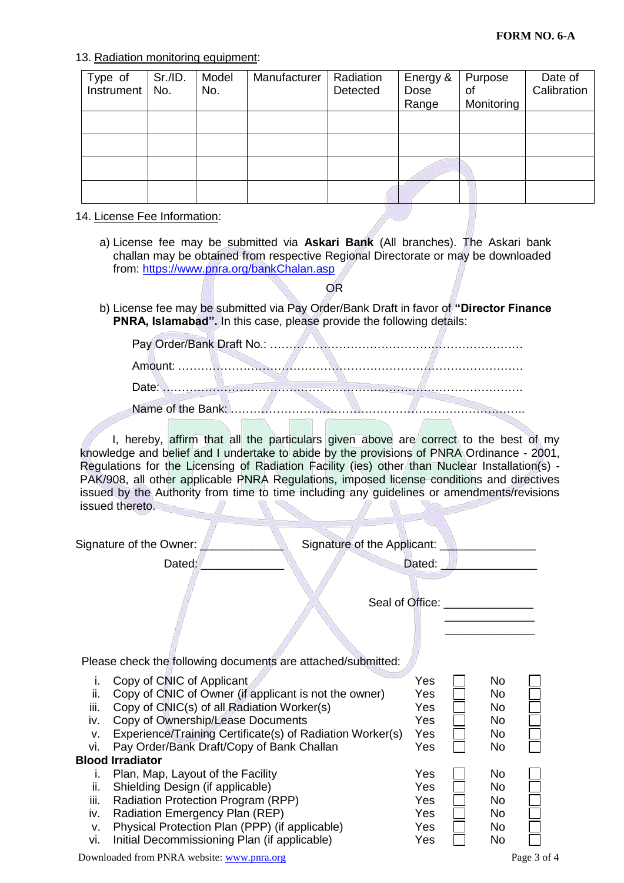**FORM NO. 6-A**

13. Radiation monitoring equipment:

| Type of Instrument | Sr./ID. No. | Model No. | Manufacturer | Radiation Detected | Energy & Dose Range | Purpose of Monitoring | Date of Calibration |
|---|---|---|---|---|---|---|---|
| | | | | | | | |
| | | | | | | | |
| | | | | | | | |
| | | | | | | | |

14. License Fee Information:

a) License fee may be submitted via **Askari Bank** (All branches). The Askari bank challan may be obtained from respective Regional Directorate or may be downloaded from: https://www.pnra.org/bankChalan.asp

OR

b) License fee may be submitted via Pay Order/Bank Draft in favor of **"Director Finance PNRA, Islamabad".** In this case, please provide the following details:

Pay Order/Bank Draft No.: ……………………………………………………………

Amount: ………………………………………………………………………………

Date: …………………………………………………………………………………

Name of the Bank: ……………………………………………………………………..

I, hereby, affirm that all the particulars given above are correct to the best of my knowledge and belief and I undertake to abide by the provisions of PNRA Ordinance - 2001, Regulations for the Licensing of Radiation Facility (ies) other than Nuclear Installation(s) - PAK/908, all other applicable PNRA Regulations, imposed license conditions and directives issued by the Authority from time to time including any guidelines or amendments/revisions issued thereto.

Signature of the Owner: _____________ Signature of the Applicant: _______________

Dated: _____________ Dated: _______________

Seal of Office: ______________
______________
______________

Please check the following documents are attached/submitted:

| | | | |
|---|---|---|---|
| i. | Copy of CNIC of Applicant | Yes ☐ | No ☐ |
| ii. | Copy of CNIC of Owner (if applicant is not the owner) | Yes ☐ | No ☐ |
| iii. | Copy of CNIC(s) of all Radiation Worker(s) | Yes ☐ | No ☐ |
| iv. | Copy of Ownership/Lease Documents | Yes ☐ | No ☐ |
| v. | Experience/Training Certificate(s) of Radiation Worker(s) | Yes ☐ | No ☐ |
| vi. | Pay Order/Bank Draft/Copy of Bank Challan | Yes ☐ | No ☐ |
| **Blood Irradiator** | | | |
| i. | Plan, Map, Layout of the Facility | Yes ☐ | No ☐ |
| ii. | Shielding Design (if applicable) | Yes ☐ | No ☐ |
| iii. | Radiation Protection Program (RPP) | Yes ☐ | No ☐ |
| iv. | Radiation Emergency Plan (REP) | Yes ☐ | No ☐ |
| v. | Physical Protection Plan (PPP) (if applicable) | Yes ☐ | No ☐ |
| vi. | Initial Decommissioning Plan (if applicable) | Yes ☐ | No ☐ |

Downloaded from PNRA website: www.pnra.org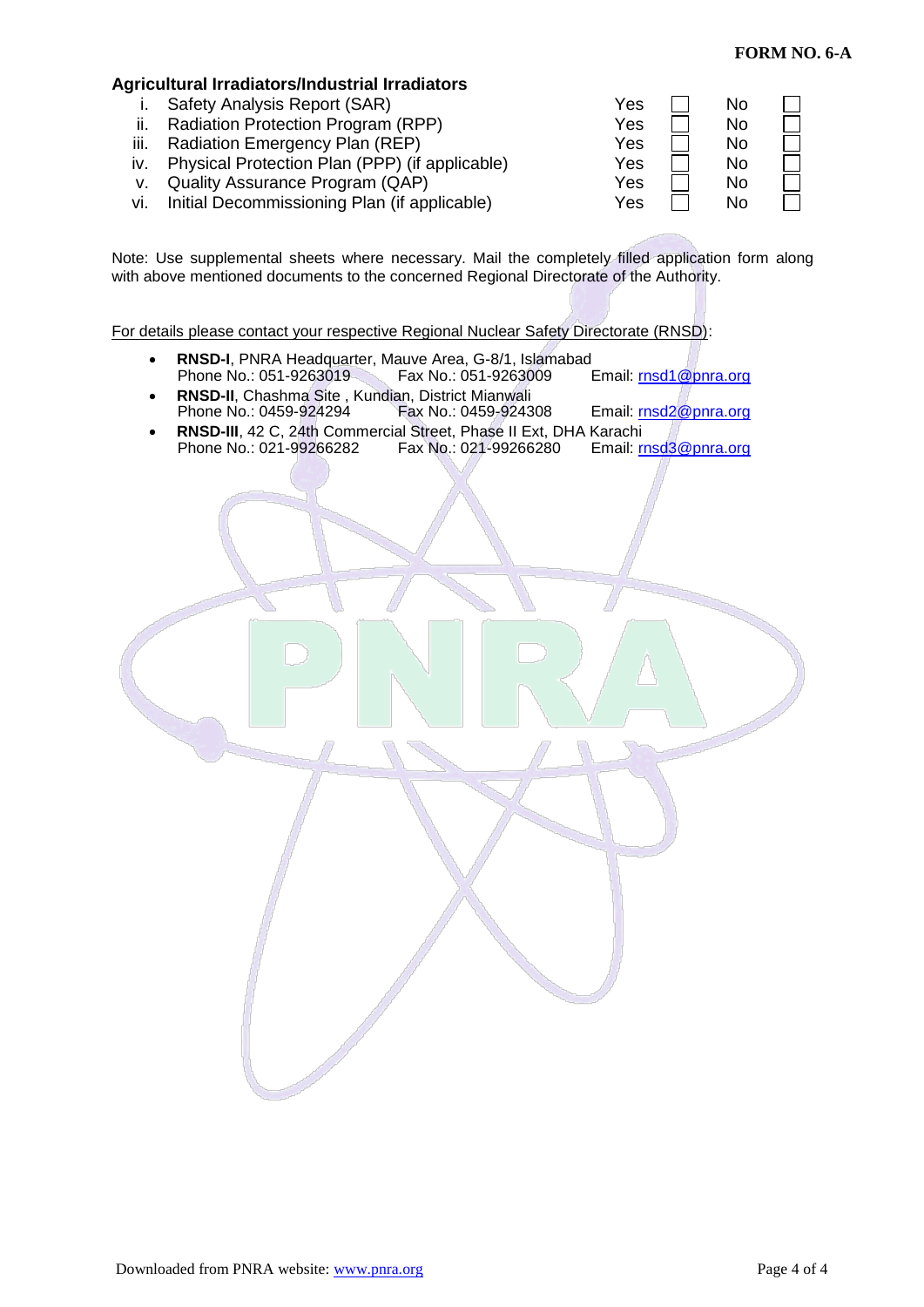**FORM NO. 6-A**

**Agricultural Irradiators/Industrial Irradiators**

| | | | |
|---|---|---|---|
| i. | Safety Analysis Report (SAR) | Yes ☐ | No ☐ |
| ii. | Radiation Protection Program (RPP) | Yes ☐ | No ☐ |
| iii. | Radiation Emergency Plan (REP) | Yes ☐ | No ☐ |
| iv. | Physical Protection Plan (PPP) (if applicable) | Yes ☐ | No ☐ |
| v. | Quality Assurance Program (QAP) | Yes ☐ | No ☐ |
| vi. | Initial Decommissioning Plan (if applicable) | Yes ☐ | No ☐ |

Note: Use supplemental sheets where necessary. Mail the completely filled application form along with above mentioned documents to the concerned Regional Directorate of the Authority.

For details please contact your respective Regional Nuclear Safety Directorate (RNSD):

- **RNSD-I**, PNRA Headquarter, Mauve Area, G-8/1, Islamabad
  Phone No.: 051-9263019 Fax No.: 051-9263009 Email: rnsd1@pnra.org
- **RNSD-II**, Chashma Site , Kundian, District Mianwali
  Phone No.: 0459-924294 Fax No.: 0459-924308 Email: rnsd2@pnra.org
- **RNSD-III**, 42 C, 24th Commercial Street, Phase II Ext, DHA Karachi
  Phone No.: 021-99266282 Fax No.: 021-99266280 Email: rnsd3@pnra.org